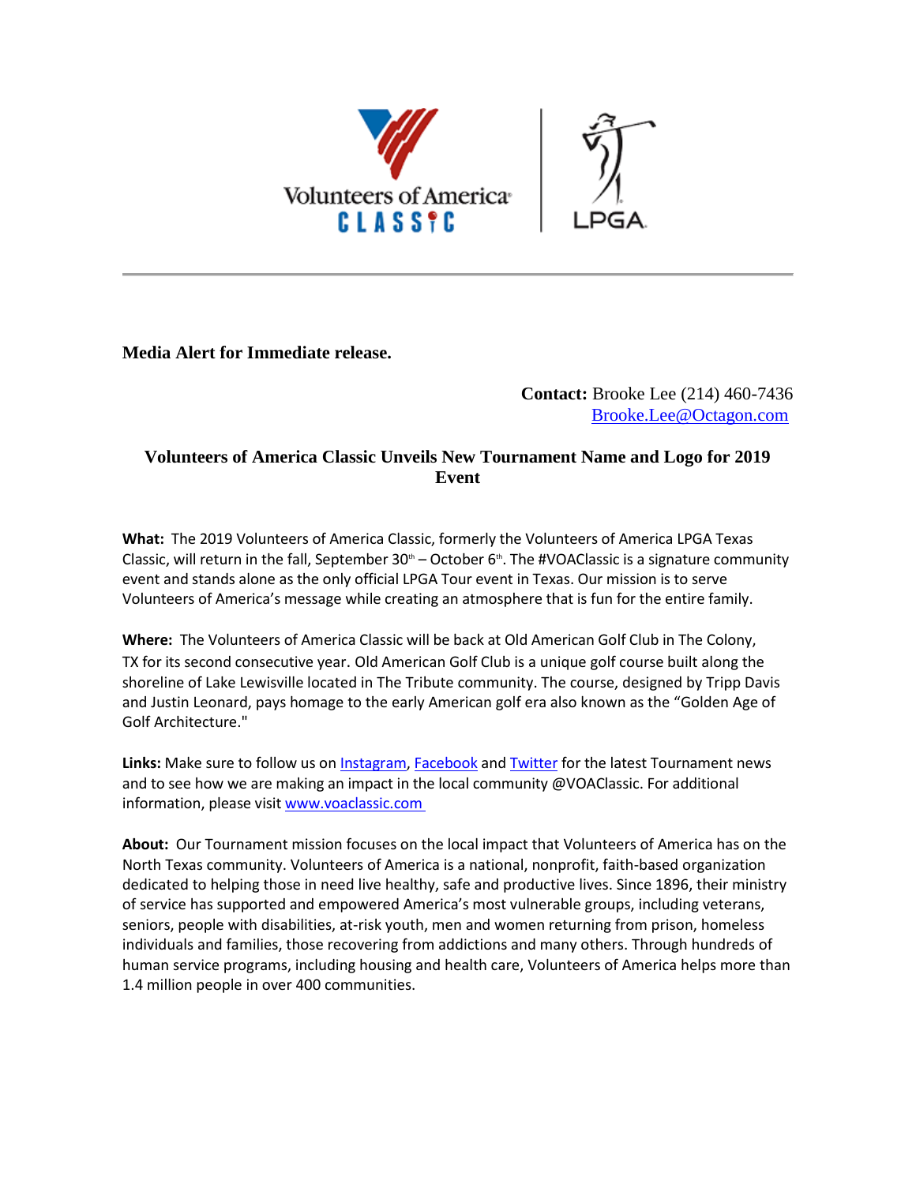**Media Alert for Immediate release.**

**Contact:** Brooke Lee (214) 460-7436
[Brooke.Lee@Octagon.com](mailto:Brooke.Lee@Octagon.com)

## Volunteers of America Classic Unveils New Tournament Name and Logo for 2019 Event

**What:** The 2019 Volunteers of America Classic, formerly the Volunteers of America LPGA Texas Classic, will return in the fall, September 30th – October 6th. The #VOAClassic is a signature community event and stands alone as the only official LPGA Tour event in Texas. Our mission is to serve Volunteers of America's message while creating an atmosphere that is fun for the entire family.

**Where:** The Volunteers of America Classic will be back at Old American Golf Club in The Colony, TX for its second consecutive year. Old American Golf Club is a unique golf course built along the shoreline of Lake Lewisville located in The Tribute community. The course, designed by Tripp Davis and Justin Leonard, pays homage to the early American golf era also known as the "Golden Age of Golf Architecture."

**Links:** Make sure to follow us on Instagram, Facebook and Twitter for the latest Tournament news and to see how we are making an impact in the local community @VOAClassic. For additional information, please visit www.voaclassic.com

**About:** Our Tournament mission focuses on the local impact that Volunteers of America has on the North Texas community. Volunteers of America is a national, nonprofit, faith-based organization dedicated to helping those in need live healthy, safe and productive lives. Since 1896, their ministry of service has supported and empowered America's most vulnerable groups, including veterans, seniors, people with disabilities, at-risk youth, men and women returning from prison, homeless individuals and families, those recovering from addictions and many others. Through hundreds of human service programs, including housing and health care, Volunteers of America helps more than 1.4 million people in over 400 communities.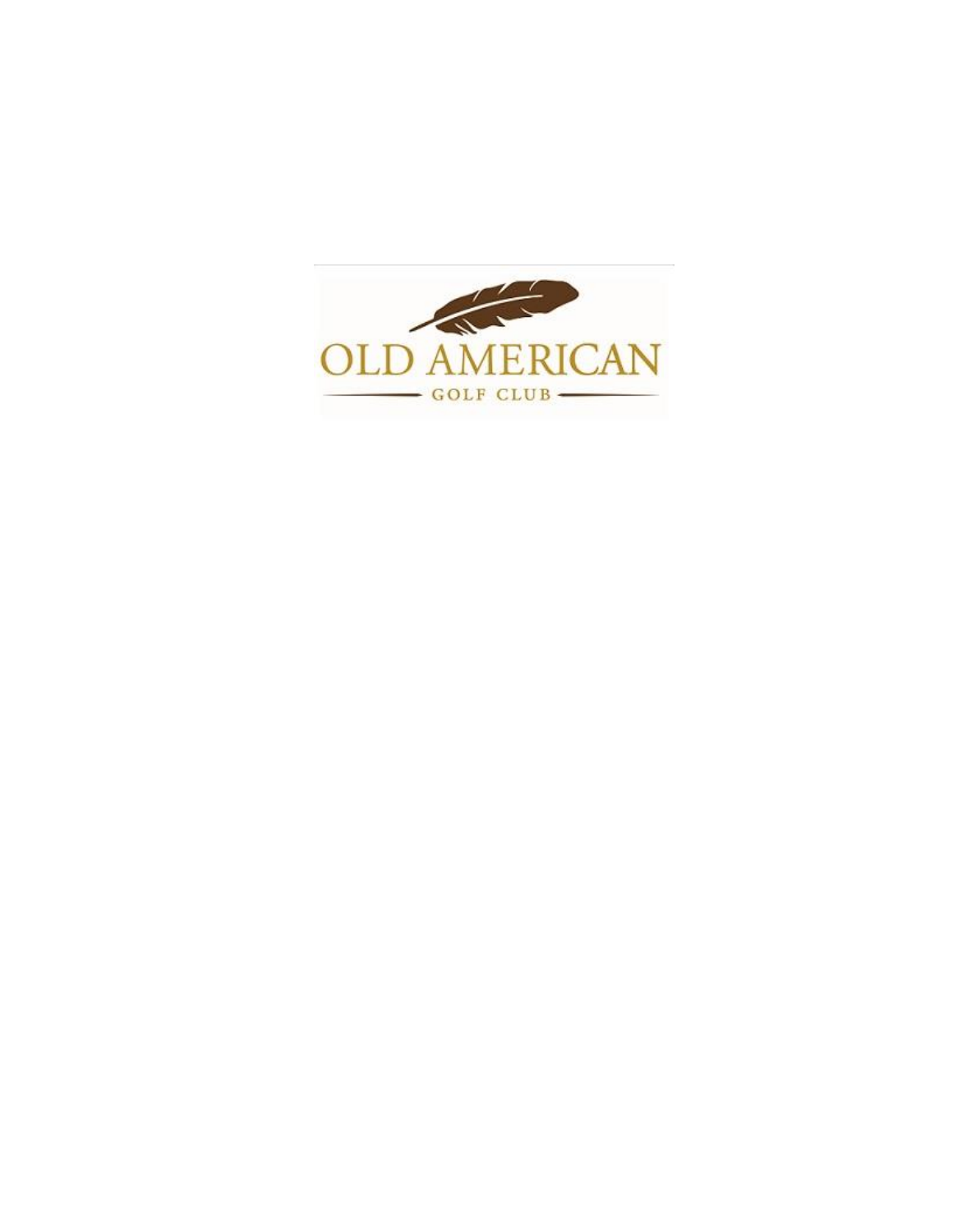OLD AMERICAN

GOLF CLUB